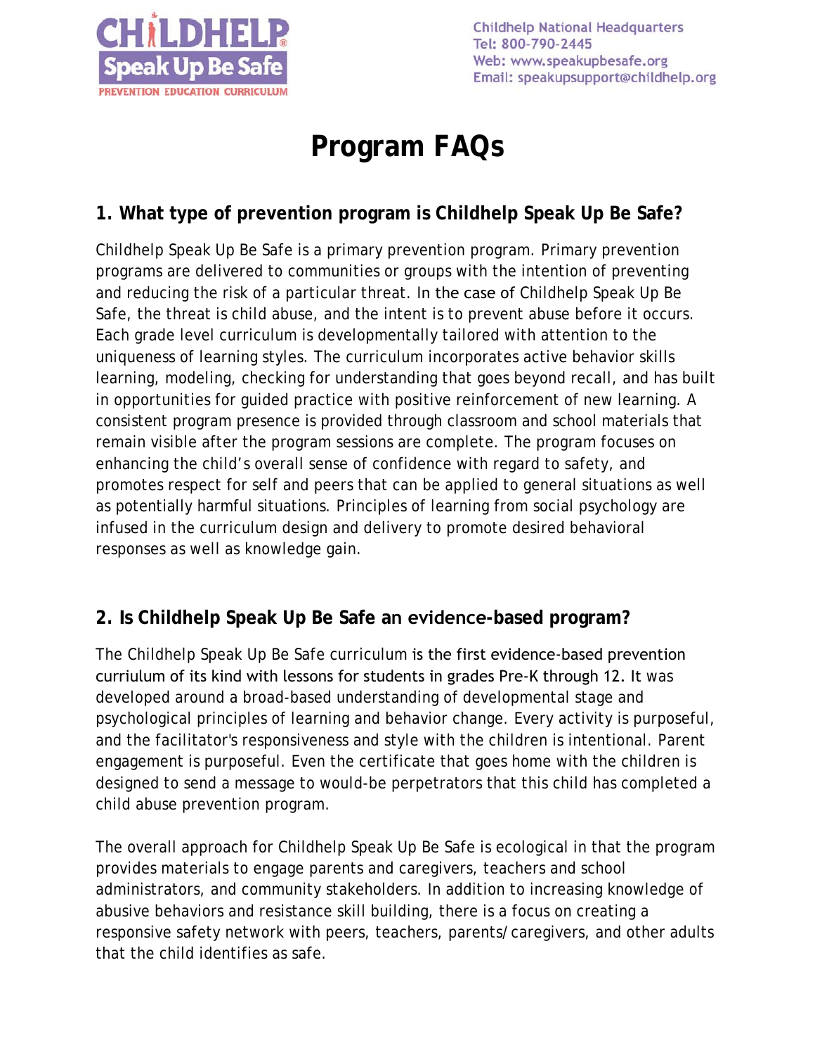# Program FAQs

## 1. What type of prevention program is Childhelp Speak Up Be Safe?

Childhelp Speak Up Be Safe is a primary prevention program. Primary prevention programs are delivered to communities or groups with the intention of preventing and reducing the risk of a particular threat. In the case of Childhelp Speak Up Be Safe, the threat is child abuse, and the intent is to prevent abuse before it occurs. Each grade level curriculum is developmentally tailored with attention to the uniqueness of learning styles. The curriculum incorporates active behavior skills learning, modeling, checking for understanding that goes beyond recall, and has built in opportunities for guided practice with positive reinforcement of new learning. A consistent program presence is provided through classroom and school materials that remain visible after the program sessions are complete. The program focuses on enhancing the child's overall sense of confidence with regard to safety, and promotes respect for self and peers that can be applied to general situations as well as potentially harmful situations. Principles of learning from social psychology are infused in the curriculum design and delivery to promote desired behavioral responses as well as knowledge gain.

## 2. Is Childhelp Speak Up Be Safe an evidence-based program?

The Childhelp Speak Up Be Safe curriculum is the first evidence-based prevention curriulum of its kind with lessons for students in grades Pre-K through 12. It was developed around a broad-based understanding of developmental stage and psychological principles of learning and behavior change. Every activity is purposeful, and the facilitator's responsiveness and style with the children is intentional. Parent engagement is purposeful. Even the certificate that goes home with the children is designed to send a message to would-be perpetrators that this child has completed a child abuse prevention program.

The overall approach for Childhelp Speak Up Be Safe is ecological in that the program provides materials to engage parents and caregivers, teachers and school administrators, and community stakeholders. In addition to increasing knowledge of abusive behaviors and resistance skill building, there is a focus on creating a responsive safety network with peers, teachers, parents/caregivers, and other adults that the child identifies as safe.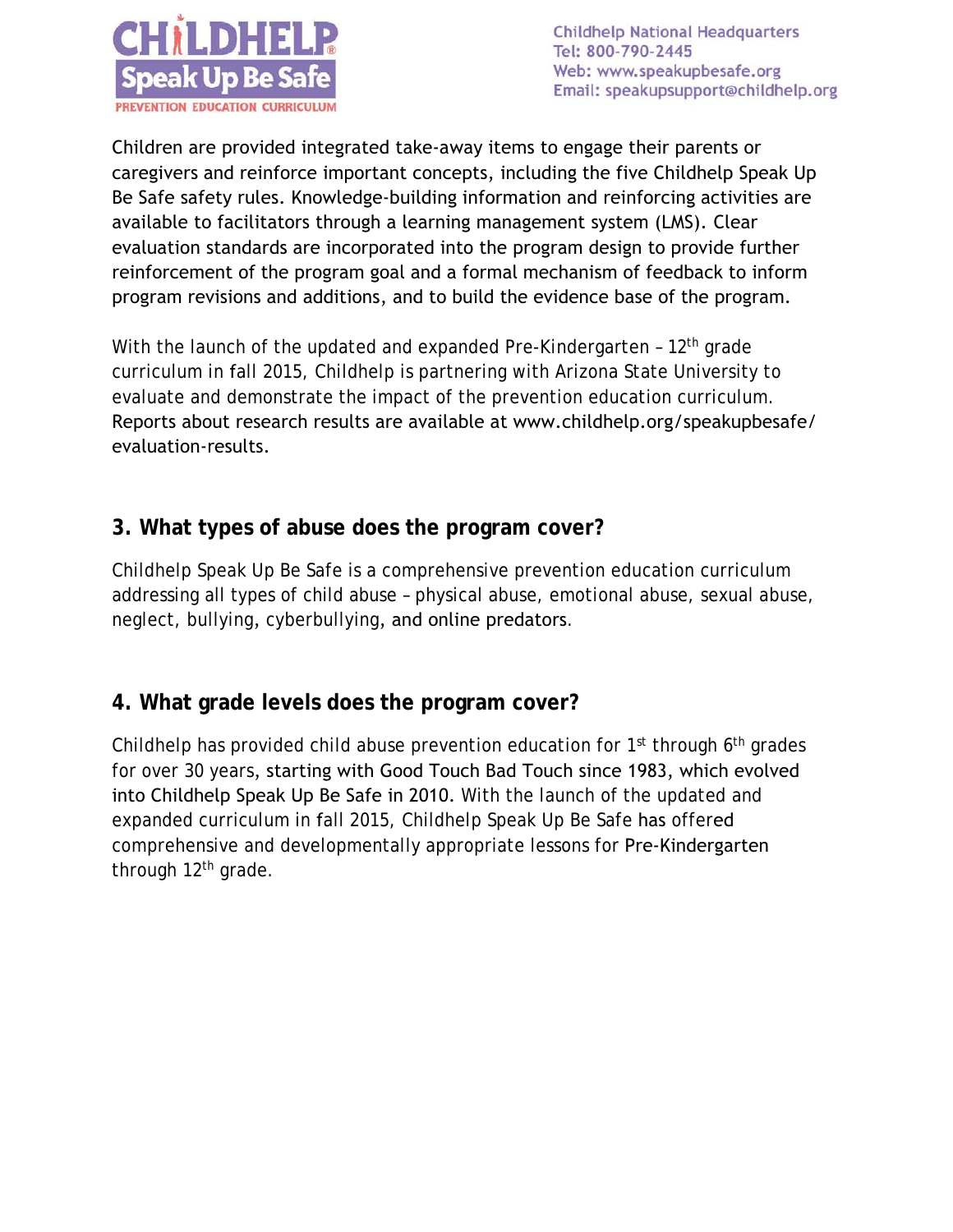Children are provided integrated take-away items to engage their parents or caregivers and reinforce important concepts, including the five Childhelp Speak Up Be Safe safety rules. Knowledge-building information and reinforcing activities are available to facilitators through a learning management system (LMS). Clear evaluation standards are incorporated into the program design to provide further reinforcement of the program goal and a formal mechanism of feedback to inform program revisions and additions, and to build the evidence base of the program.

With the launch of the updated and expanded Pre-Kindergarten – 12th grade curriculum in fall 2015, Childhelp is partnering with Arizona State University to evaluate and demonstrate the impact of the prevention education curriculum. Reports about research results are available at www.childhelp.org/speakupbesafe/evaluation-results.

## 3. What types of abuse does the program cover?

Childhelp Speak Up Be Safe is a comprehensive prevention education curriculum addressing all types of child abuse – physical abuse, emotional abuse, sexual abuse, neglect, bullying, cyberbullying, and online predators.

## 4. What grade levels does the program cover?

Childhelp has provided child abuse prevention education for 1st through 6th grades for over 30 years, starting with Good Touch Bad Touch since 1983, which evolved into Childhelp Speak Up Be Safe in 2010. With the launch of the updated and expanded curriculum in fall 2015, Childhelp Speak Up Be Safe has offered comprehensive and developmentally appropriate lessons for Pre-Kindergarten through 12th grade.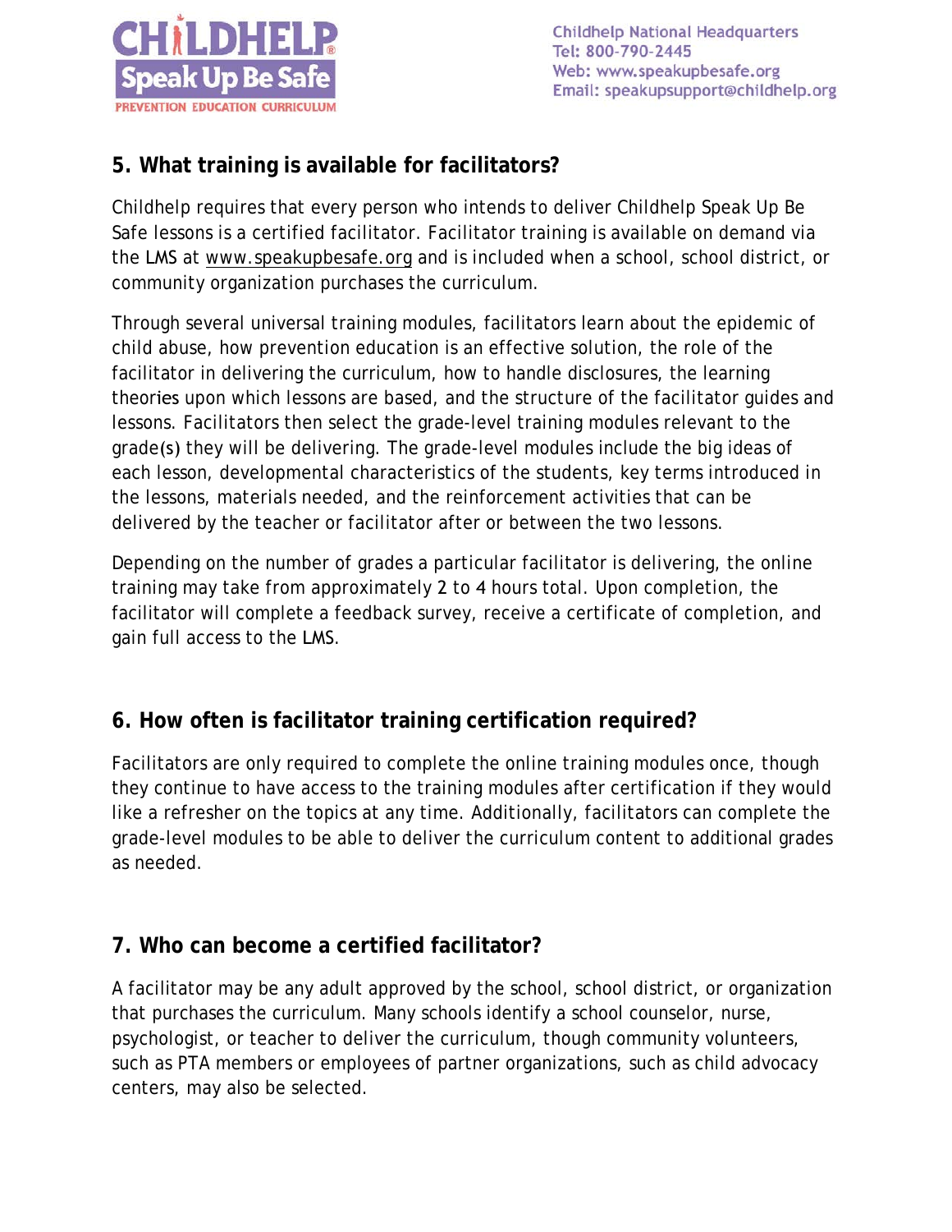## 5. What training is available for facilitators?

Childhelp requires that every person who intends to deliver Childhelp Speak Up Be Safe lessons is a certified facilitator. Facilitator training is available on demand via the LMS at www.speakupbesafe.org and is included when a school, school district, or community organization purchases the curriculum.

Through several universal training modules, facilitators learn about the epidemic of child abuse, how prevention education is an effective solution, the role of the facilitator in delivering the curriculum, how to handle disclosures, the learning theories upon which lessons are based, and the structure of the facilitator guides and lessons. Facilitators then select the grade-level training modules relevant to the grade(s) they will be delivering. The grade-level modules include the big ideas of each lesson, developmental characteristics of the students, key terms introduced in the lessons, materials needed, and the reinforcement activities that can be delivered by the teacher or facilitator after or between the two lessons.

Depending on the number of grades a particular facilitator is delivering, the online training may take from approximately 2 to 4 hours total. Upon completion, the facilitator will complete a feedback survey, receive a certificate of completion, and gain full access to the LMS.

## 6. How often is facilitator training certification required?

Facilitators are only required to complete the online training modules once, though they continue to have access to the training modules after certification if they would like a refresher on the topics at any time. Additionally, facilitators can complete the grade-level modules to be able to deliver the curriculum content to additional grades as needed.

## 7. Who can become a certified facilitator?

A facilitator may be any adult approved by the school, school district, or organization that purchases the curriculum. Many schools identify a school counselor, nurse, psychologist, or teacher to deliver the curriculum, though community volunteers, such as PTA members or employees of partner organizations, such as child advocacy centers, may also be selected.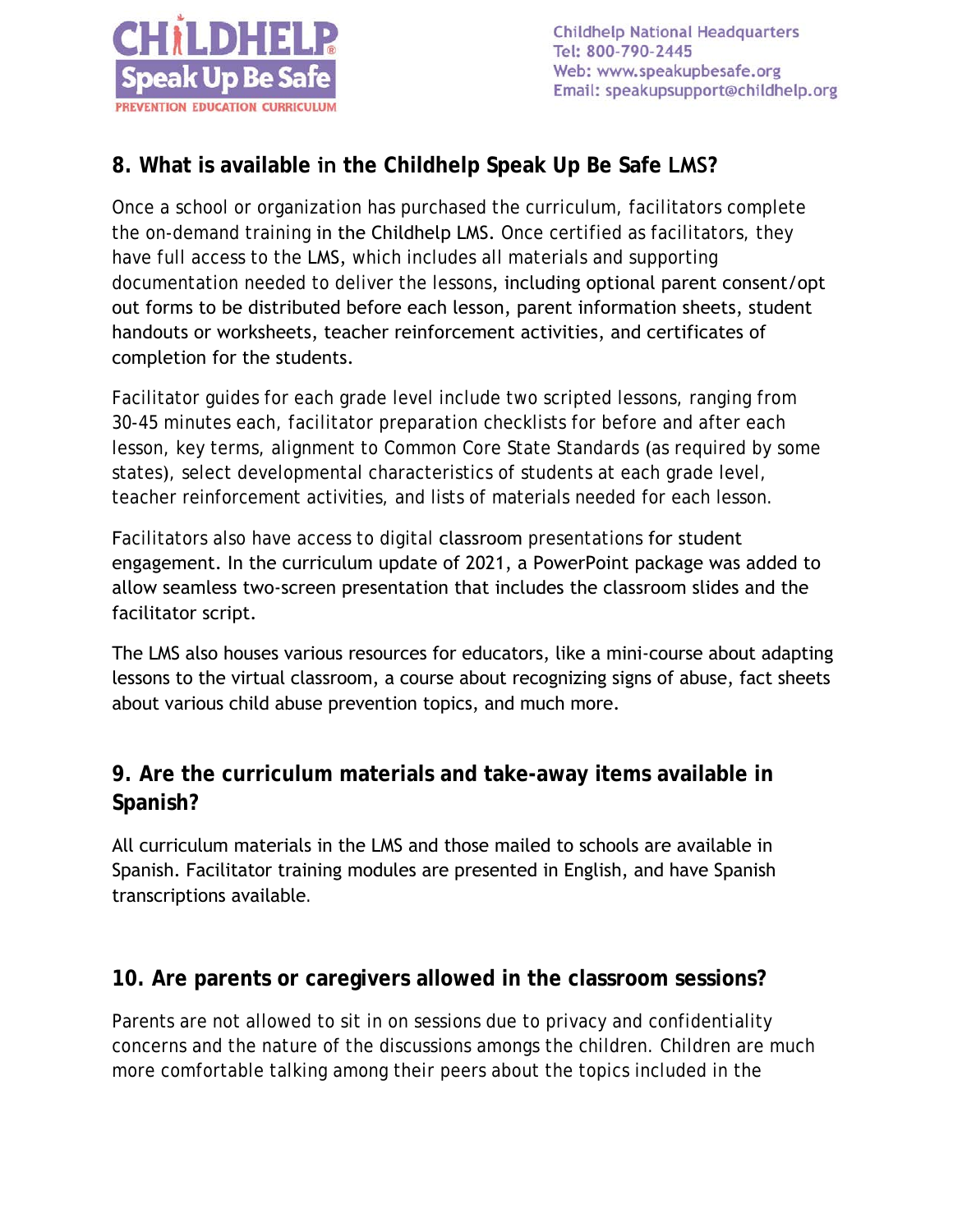## 8. What is available in the Childhelp Speak Up Be Safe LMS?

Once a school or organization has purchased the curriculum, facilitators complete the on-demand training in the Childhelp LMS. Once certified as facilitators, they have full access to the LMS, which includes all materials and supporting documentation needed to deliver the lessons, including optional parent consent/opt out forms to be distributed before each lesson, parent information sheets, student handouts or worksheets, teacher reinforcement activities, and certificates of completion for the students.

Facilitator guides for each grade level include two scripted lessons, ranging from 30-45 minutes each, facilitator preparation checklists for before and after each lesson, key terms, alignment to Common Core State Standards (as required by some states), select developmental characteristics of students at each grade level, teacher reinforcement activities, and lists of materials needed for each lesson.

Facilitators also have access to digital classroom presentations for student engagement. In the curriculum update of 2021, a PowerPoint package was added to allow seamless two-screen presentation that includes the classroom slides and the facilitator script.

The LMS also houses various resources for educators, like a mini-course about adapting lessons to the virtual classroom, a course about recognizing signs of abuse, fact sheets about various child abuse prevention topics, and much more.

## 9. Are the curriculum materials and take-away items available in Spanish?

All curriculum materials in the LMS and those mailed to schools are available in Spanish. Facilitator training modules are presented in English, and have Spanish transcriptions available.

## 10. Are parents or caregivers allowed in the classroom sessions?

Parents are not allowed to sit in on sessions due to privacy and confidentiality concerns and the nature of the discussions amongs the children. Children are much more comfortable talking among their peers about the topics included in the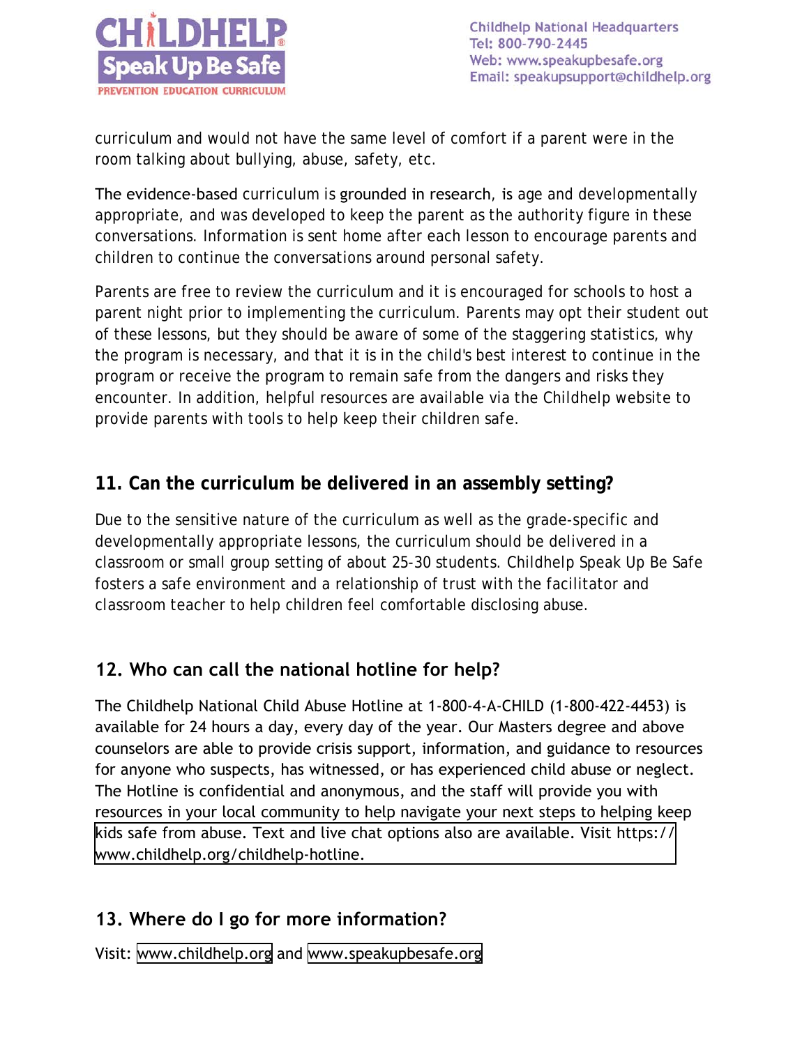curriculum and would not have the same level of comfort if a parent were in the room talking about bullying, abuse, safety, etc.

The evidence-based curriculum is grounded in research, is age and developmentally appropriate, and was developed to keep the parent as the authority figure in these conversations. Information is sent home after each lesson to encourage parents and children to continue the conversations around personal safety.

Parents are free to review the curriculum and it is encouraged for schools to host a parent night prior to implementing the curriculum. Parents may opt their student out of these lessons, but they should be aware of some of the staggering statistics, why the program is necessary, and that it is in the child's best interest to continue in the program or receive the program to remain safe from the dangers and risks they encounter. In addition, helpful resources are available via the Childhelp website to provide parents with tools to help keep their children safe.

## 11. Can the curriculum be delivered in an assembly setting?

Due to the sensitive nature of the curriculum as well as the grade-specific and developmentally appropriate lessons, the curriculum should be delivered in a classroom or small group setting of about 25-30 students. Childhelp Speak Up Be Safe fosters a safe environment and a relationship of trust with the facilitator and classroom teacher to help children feel comfortable disclosing abuse.

## 12. Who can call the national hotline for help?

The Childhelp National Child Abuse Hotline at 1-800-4-A-CHILD (1-800-422-4453) is available for 24 hours a day, every day of the year. Our Masters degree and above counselors are able to provide crisis support, information, and guidance to resources for anyone who suspects, has witnessed, or has experienced child abuse or neglect. The Hotline is confidential and anonymous, and the staff will provide you with resources in your local community to help navigate your next steps to helping keep kids safe from abuse. Text and live chat options also are available. Visit https://www.childhelp.org/childhelp-hotline.

## 13. Where do I go for more information?

Visit: www.childhelp.org and www.speakupbesafe.org